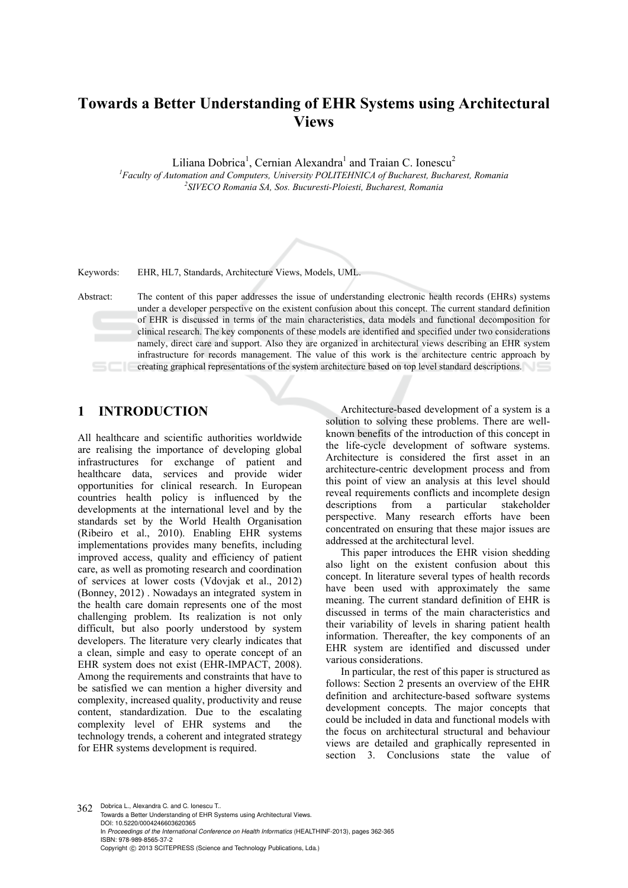# Towards a Better Understanding of EHR Systems using Architectural Views

Liliana Dobrica[1], Cernian Alexandra[1] and Traian C. Ionescu[2]

[1]*Faculty of Automation and Computers, University POLITEHNICA of Bucharest, Bucharest, Romania*
[2]*SIVECO Romania SA, Sos. Bucuresti-Ploiesti, Bucharest, Romania*

Keywords: EHR, HL7, Standards, Architecture Views, Models, UML.

Abstract: The content of this paper addresses the issue of understanding electronic health records (EHRs) systems under a developer perspective on the existent confusion about this concept. The current standard definition of EHR is discussed in terms of the main characteristics, data models and functional decomposition for clinical research. The key components of these models are identified and specified under two considerations namely, direct care and support. Also they are organized in architectural views describing an EHR system infrastructure for records management. The value of this work is the architecture centric approach by creating graphical representations of the system architecture based on top level standard descriptions.

## 1 INTRODUCTION

All healthcare and scientific authorities worldwide are realising the importance of developing global infrastructures for exchange of patient and healthcare data, services and provide wider opportunities for clinical research. In European countries health policy is influenced by the developments at the international level and by the standards set by the World Health Organisation (Ribeiro et al., 2010). Enabling EHR systems implementations provides many benefits, including improved access, quality and efficiency of patient care, as well as promoting research and coordination of services at lower costs (Vdovjak et al., 2012) (Bonney, 2012) . Nowadays an integrated system in the health care domain represents one of the most challenging problem. Its realization is not only difficult, but also poorly understood by system developers. The literature very clearly indicates that a clean, simple and easy to operate concept of an EHR system does not exist (EHR-IMPACT, 2008). Among the requirements and constraints that have to be satisfied we can mention a higher diversity and complexity, increased quality, productivity and reuse content, standardization. Due to the escalating complexity level of EHR systems and the technology trends, a coherent and integrated strategy for EHR systems development is required.

Architecture-based development of a system is a solution to solving these problems. There are well-known benefits of the introduction of this concept in the life-cycle development of software systems. Architecture is considered the first asset in an architecture-centric development process and from this point of view an analysis at this level should reveal requirements conflicts and incomplete design descriptions from a particular stakeholder perspective. Many research efforts have been concentrated on ensuring that these major issues are addressed at the architectural level.

This paper introduces the EHR vision shedding also light on the existent confusion about this concept. In literature several types of health records have been used with approximately the same meaning. The current standard definition of EHR is discussed in terms of the main characteristics and their variability of levels in sharing patient health information. Thereafter, the key components of an EHR system are identified and discussed under various considerations.

In particular, the rest of this paper is structured as follows: Section 2 presents an overview of the EHR definition and architecture-based software systems development concepts. The major concepts that could be included in data and functional models with the focus on architectural structural and behaviour views are detailed and graphically represented in section 3. Conclusions state the value of

Dobrica L., Alexandra C. and C. Ionescu T..
Towards a Better Understanding of EHR Systems using Architectural Views.
DOI: 10.5220/0004246603620365
In *Proceedings of the International Conference on Health Informatics* (HEALTHINF-2013), pages 362-365
ISBN: 978-989-8565-37-2
Copyright © 2013 SCITEPRESS (Science and Technology Publications, Lda.)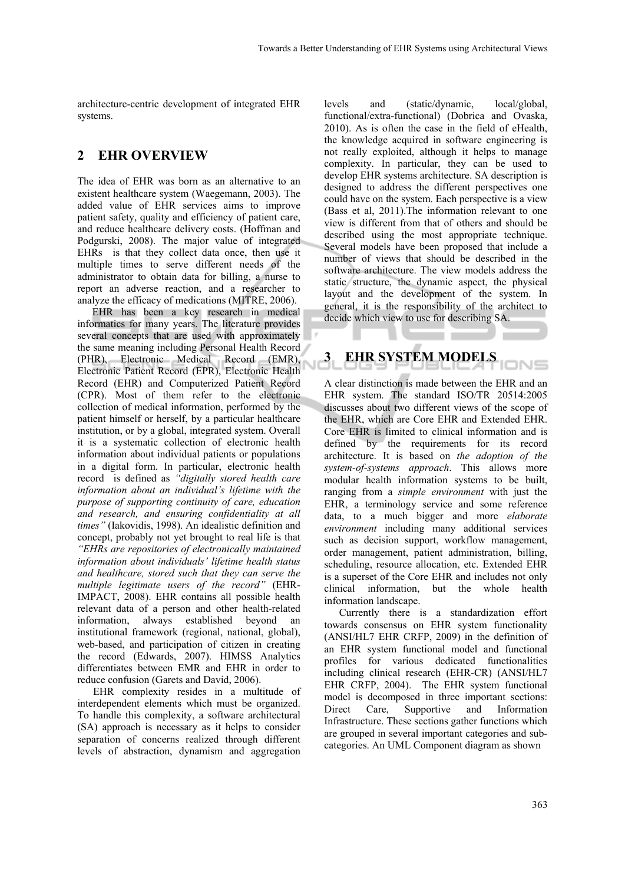architecture-centric development of integrated EHR systems.

## 2 EHR OVERVIEW

The idea of EHR was born as an alternative to an existent healthcare system (Waegemann, 2003). The added value of EHR services aims to improve patient safety, quality and efficiency of patient care, and reduce healthcare delivery costs. (Hoffman and Podgurski, 2008). The major value of integrated EHRs is that they collect data once, then use it multiple times to serve different needs of the administrator to obtain data for billing, a nurse to report an adverse reaction, and a researcher to analyze the efficacy of medications (MITRE, 2006).

EHR has been a key research in medical informatics for many years. The literature provides several concepts that are used with approximately the same meaning including Personal Health Record (PHR), Electronic Medical Record (EMR), Electronic Patient Record (EPR), Electronic Health Record (EHR) and Computerized Patient Record (CPR). Most of them refer to the electronic collection of medical information, performed by the patient himself or herself, by a particular healthcare institution, or by a global, integrated system. Overall it is a systematic collection of electronic health information about individual patients or populations in a digital form. In particular, electronic health record is defined as *"digitally stored health care information about an individual's lifetime with the purpose of supporting continuity of care, education and research, and ensuring confidentiality at all times"* (Iakovidis, 1998). An idealistic definition and concept, probably not yet brought to real life is that *"EHRs are repositories of electronically maintained information about individuals' lifetime health status and healthcare, stored such that they can serve the multiple legitimate users of the record"* (EHR-IMPACT, 2008). EHR contains all possible health relevant data of a person and other health-related information, always established beyond an institutional framework (regional, national, global), web-based, and participation of citizen in creating the record (Edwards, 2007). HIMSS Analytics differentiates between EMR and EHR in order to reduce confusion (Garets and David, 2006).

EHR complexity resides in a multitude of interdependent elements which must be organized. To handle this complexity, a software architectural (SA) approach is necessary as it helps to consider separation of concerns realized through different levels of abstraction, dynamism and aggregation levels and (static/dynamic, local/global, functional/extra-functional) (Dobrica and Ovaska, 2010). As is often the case in the field of eHealth, the knowledge acquired in software engineering is not really exploited, although it helps to manage complexity. In particular, they can be used to develop EHR systems architecture. SA description is designed to address the different perspectives one could have on the system. Each perspective is a view (Bass et al, 2011).The information relevant to one view is different from that of others and should be described using the most appropriate technique. Several models have been proposed that include a number of views that should be described in the software architecture. The view models address the static structure, the dynamic aspect, the physical layout and the development of the system. In general, it is the responsibility of the architect to decide which view to use for describing SA.

## 3 EHR SYSTEM MODELS

A clear distinction is made between the EHR and an EHR system. The standard ISO/TR 20514:2005 discusses about two different views of the scope of the EHR, which are Core EHR and Extended EHR. Core EHR is limited to clinical information and is defined by the requirements for its record architecture. It is based on *the adoption of the system-of-systems approach*. This allows more modular health information systems to be built, ranging from a *simple environment* with just the EHR, a terminology service and some reference data, to a much bigger and more *elaborate environment* including many additional services such as decision support, workflow management, order management, patient administration, billing, scheduling, resource allocation, etc. Extended EHR is a superset of the Core EHR and includes not only clinical information, but the whole health information landscape.

Currently there is a standardization effort towards consensus on EHR system functionality (ANSI/HL7 EHR CRFP, 2009) in the definition of an EHR system functional model and functional profiles for various dedicated functionalities including clinical research (EHR-CR) (ANSI/HL7 EHR CRFP, 2004). The EHR system functional model is decomposed in three important sections: Direct Care, Supportive and Information Infrastructure. These sections gather functions which are grouped in several important categories and sub-categories. An UML Component diagram as shown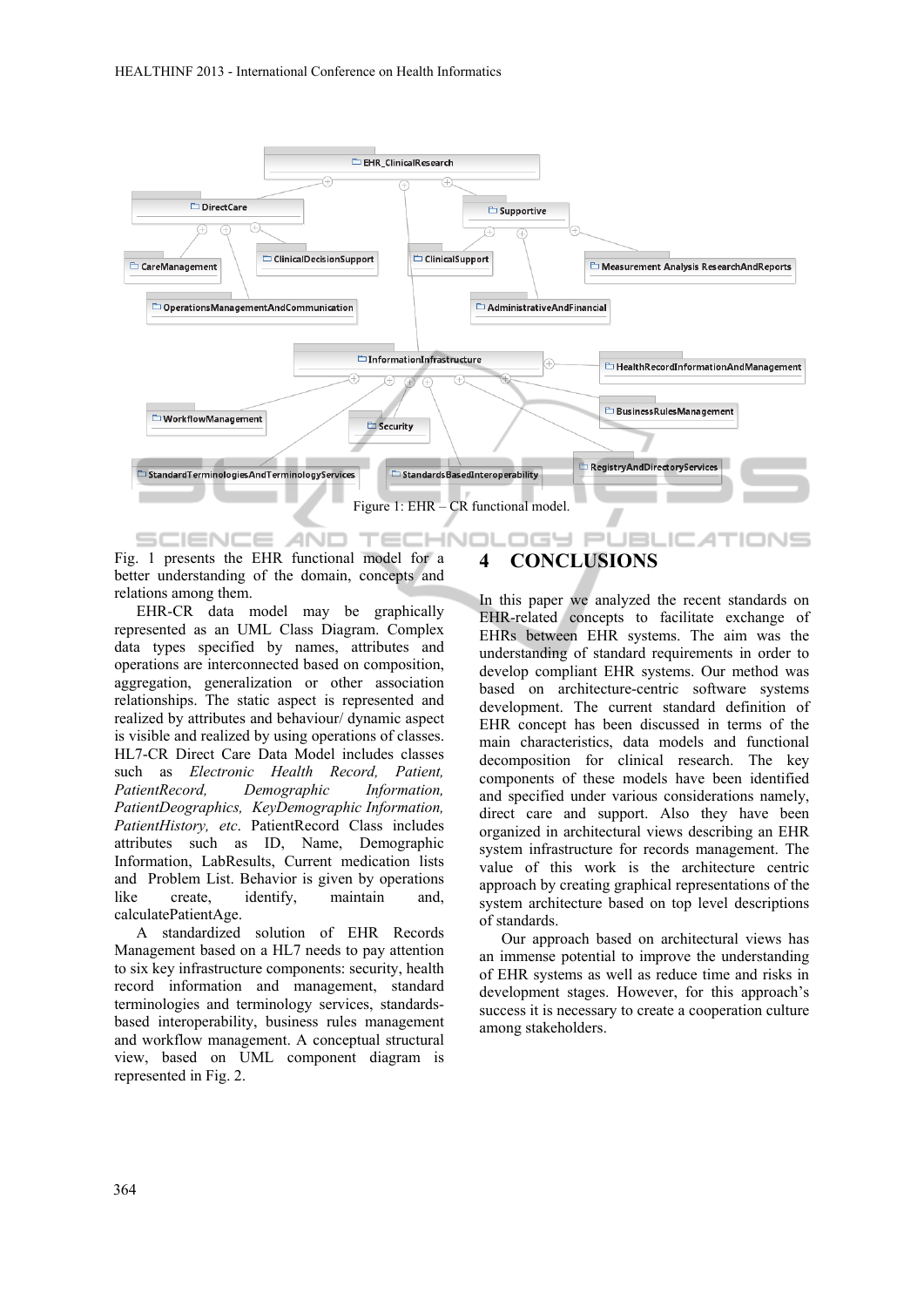Figure 1: EHR – CR functional model.

Fig. 1 presents the EHR functional model for a better understanding of the domain, concepts and relations among them.

EHR-CR data model may be graphically represented as an UML Class Diagram. Complex data types specified by names, attributes and operations are interconnected based on composition, aggregation, generalization or other association relationships. The static aspect is represented and realized by attributes and behaviour/ dynamic aspect is visible and realized by using operations of classes. HL7-CR Direct Care Data Model includes classes such as *Electronic Health Record, Patient, PatientRecord, Demographic Information, PatientDeographics, KeyDemographic Information, PatientHistory, etc*. PatientRecord Class includes attributes such as ID, Name, Demographic Information, LabResults, Current medication lists and Problem List. Behavior is given by operations like create, identify, maintain and, calculatePatientAge.

A standardized solution of EHR Records Management based on a HL7 needs to pay attention to six key infrastructure components: security, health record information and management, standard terminologies and terminology services, standards-based interoperability, business rules management and workflow management. A conceptual structural view, based on UML component diagram is represented in Fig. 2.

# 4 CONCLUSIONS

In this paper we analyzed the recent standards on EHR-related concepts to facilitate exchange of EHRs between EHR systems. The aim was the understanding of standard requirements in order to develop compliant EHR systems. Our method was based on architecture-centric software systems development. The current standard definition of EHR concept has been discussed in terms of the main characteristics, data models and functional decomposition for clinical research. The key components of these models have been identified and specified under various considerations namely, direct care and support. Also they have been organized in architectural views describing an EHR system infrastructure for records management. The value of this work is the architecture centric approach by creating graphical representations of the system architecture based on top level descriptions of standards.

Our approach based on architectural views has an immense potential to improve the understanding of EHR systems as well as reduce time and risks in development stages. However, for this approach's success it is necessary to create a cooperation culture among stakeholders.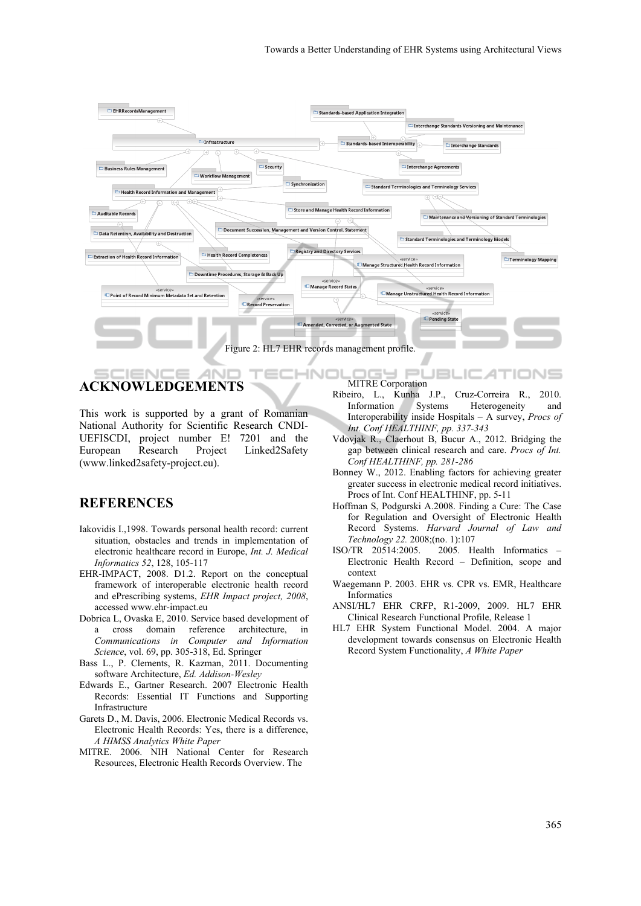EHRRecordsManagement

Standards-based Application Integration

Interchange Standards Versioning and Maintenance

Infrastructure

Standards-based Interoperability

Interchange Standards

Business Rules Management

Security

Interchange Agreements

Workflow Management

Synchronization

Standard Terminologies and Terminology Services

Health Record Information and Management

Auditable Records

Store and Manage Health Record Information

Maintenance and Versioning of Standard Terminologies

Document Succession, Management and Version Control. Statement

Data Retention, Availability and Destruction

Standard Terminologies and Terminology Models

Registry and Directory Services

Extraction of Health Record Information

Health Record Completeness

«service» Manage Structured Health Record Information

Terminology Mapping

Downtime Procedures, Storage & Back Up

«service» Manage Record States

«service» Manage Unstructured Health Record Information

«service» Point of Record Minimum Metadata Set and Retention

«service» Record Preservation

«service» Pending State

«service» Amended, Corrected, or Augmented State

Figure 2: HL7 EHR records management profile.

## ACKNOWLEDGEMENTS

This work is supported by a grant of Romanian National Authority for Scientific Research CNDI-UEFISCDI, project number E! 7201 and the European Research Project Linked2Safety (www.linked2safety-project.eu).

## REFERENCES

Iakovidis I.,1998. Towards personal health record: current situation, obstacles and trends in implementation of electronic healthcare record in Europe, *Int. J. Medical Informatics 52*, 128, 105-117

EHR-IMPACT, 2008. D1.2. Report on the conceptual framework of interoperable electronic health record and ePrescribing systems, *EHR Impact project, 2008*, accessed www.ehr-impact.eu

Dobrica L, Ovaska E, 2010. Service based development of a cross domain reference architecture, in *Communications in Computer and Information Science*, vol. 69, pp. 305-318, Ed. Springer

Bass L., P. Clements, R. Kazman, 2011. Documenting software Architecture, *Ed. Addison-Wesley*

Edwards E., Gartner Research. 2007 Electronic Health Records: Essential IT Functions and Supporting Infrastructure

Garets D., M. Davis, 2006. Electronic Medical Records vs. Electronic Health Records: Yes, there is a difference, *A HIMSS Analytics White Paper*

MITRE. 2006. NIH National Center for Research Resources, Electronic Health Records Overview. The MITRE Corporation

Ribeiro, L., Kunha J.P., Cruz-Correira R., 2010. Information Systems Heterogeneity and Interoperability inside Hospitals – A survey, *Procs of Int. Conf HEALTHINF, pp. 337-343*

Vdovjak R., Claerhout B, Bucur A., 2012. Bridging the gap between clinical research and care. *Procs of Int. Conf HEALTHINF, pp. 281-286*

Bonney W., 2012. Enabling factors for achieving greater greater success in electronic medical record initiatives. Procs of Int. Conf HEALTHINF, pp. 5-11

Hoffman S, Podgurski A.2008. Finding a Cure: The Case for Regulation and Oversight of Electronic Health Record Systems. *Harvard Journal of Law and Technology 22.* 2008;(no. 1):107

ISO/TR 20514:2005. 2005. Health Informatics – Electronic Health Record – Definition, scope and context

Waegemann P. 2003. EHR vs. CPR vs. EMR, Healthcare Informatics

ANSI/HL7 EHR CRFP, R1-2009, 2009. HL7 EHR Clinical Research Functional Profile, Release 1

HL7 EHR System Functional Model. 2004. A major development towards consensus on Electronic Health Record System Functionality, *A White Paper*